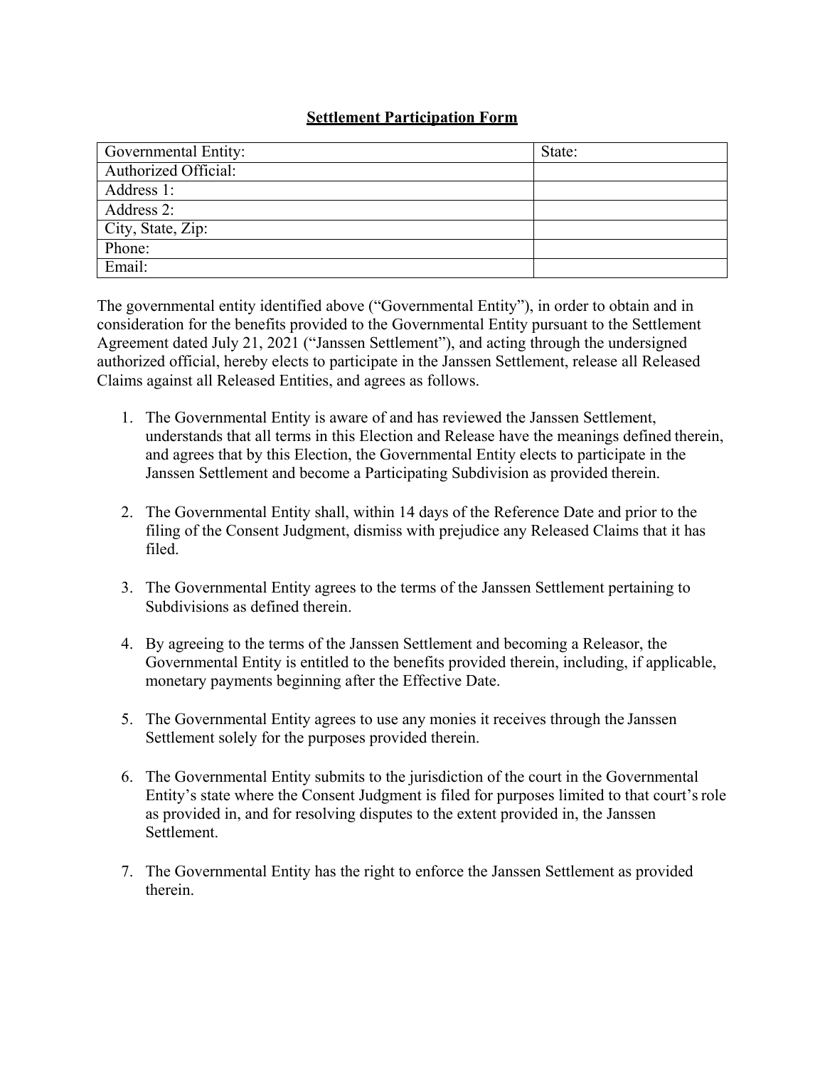# Settlement Participation Form

| | |
|---|---|
| Governmental Entity: | State: |
| Authorized Official: | |
| Address 1: | |
| Address 2: | |
| City, State, Zip: | |
| Phone: | |
| Email: | |

The governmental entity identified above ("Governmental Entity"), in order to obtain and in consideration for the benefits provided to the Governmental Entity pursuant to the Settlement Agreement dated July 21, 2021 ("Janssen Settlement"), and acting through the undersigned authorized official, hereby elects to participate in the Janssen Settlement, release all Released Claims against all Released Entities, and agrees as follows.

1. The Governmental Entity is aware of and has reviewed the Janssen Settlement, understands that all terms in this Election and Release have the meanings defined therein, and agrees that by this Election, the Governmental Entity elects to participate in the Janssen Settlement and become a Participating Subdivision as provided therein.

2. The Governmental Entity shall, within 14 days of the Reference Date and prior to the filing of the Consent Judgment, dismiss with prejudice any Released Claims that it has filed.

3. The Governmental Entity agrees to the terms of the Janssen Settlement pertaining to Subdivisions as defined therein.

4. By agreeing to the terms of the Janssen Settlement and becoming a Releasor, the Governmental Entity is entitled to the benefits provided therein, including, if applicable, monetary payments beginning after the Effective Date.

5. The Governmental Entity agrees to use any monies it receives through the Janssen Settlement solely for the purposes provided therein.

6. The Governmental Entity submits to the jurisdiction of the court in the Governmental Entity's state where the Consent Judgment is filed for purposes limited to that court's role as provided in, and for resolving disputes to the extent provided in, the Janssen Settlement.

7. The Governmental Entity has the right to enforce the Janssen Settlement as provided therein.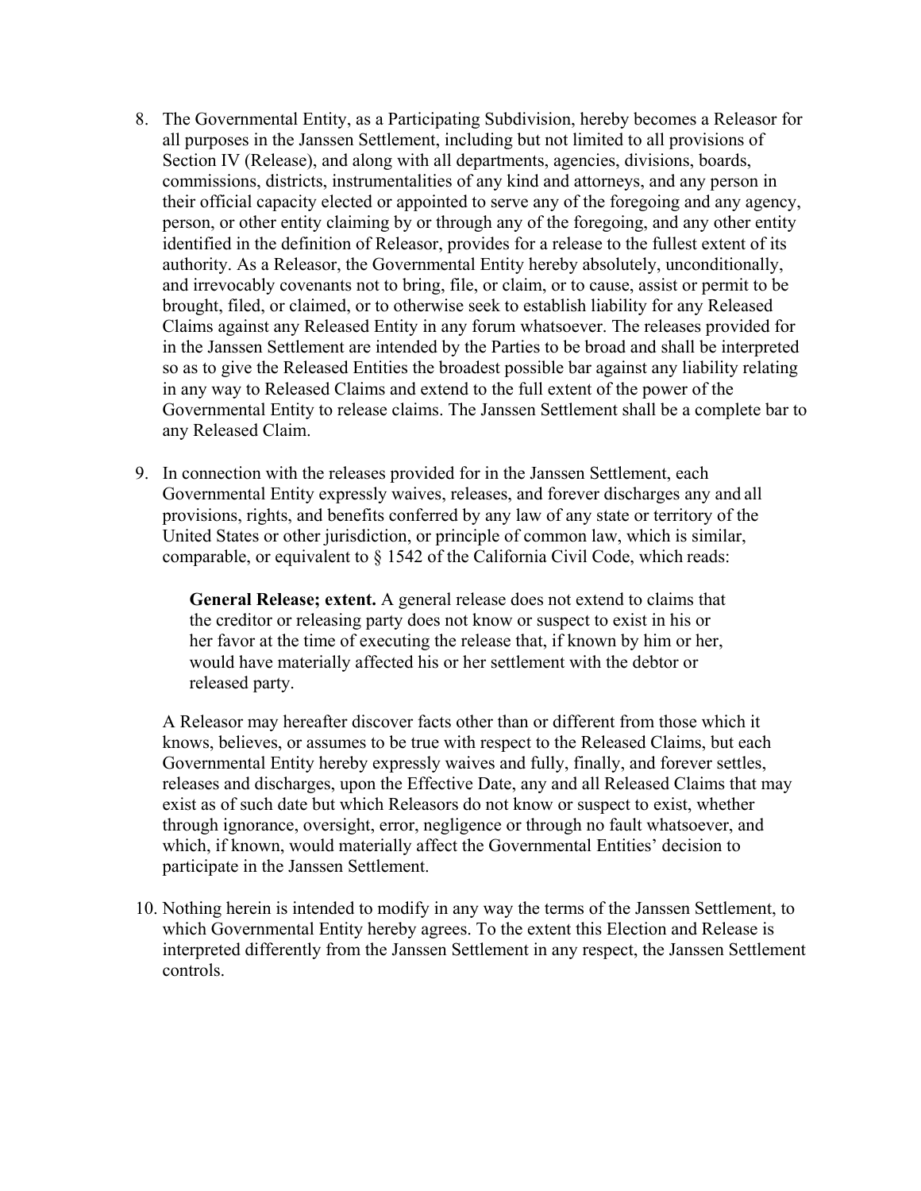8. The Governmental Entity, as a Participating Subdivision, hereby becomes a Releasor for all purposes in the Janssen Settlement, including but not limited to all provisions of Section IV (Release), and along with all departments, agencies, divisions, boards, commissions, districts, instrumentalities of any kind and attorneys, and any person in their official capacity elected or appointed to serve any of the foregoing and any agency, person, or other entity claiming by or through any of the foregoing, and any other entity identified in the definition of Releasor, provides for a release to the fullest extent of its authority. As a Releasor, the Governmental Entity hereby absolutely, unconditionally, and irrevocably covenants not to bring, file, or claim, or to cause, assist or permit to be brought, filed, or claimed, or to otherwise seek to establish liability for any Released Claims against any Released Entity in any forum whatsoever. The releases provided for in the Janssen Settlement are intended by the Parties to be broad and shall be interpreted so as to give the Released Entities the broadest possible bar against any liability relating in any way to Released Claims and extend to the full extent of the power of the Governmental Entity to release claims. The Janssen Settlement shall be a complete bar to any Released Claim.

9. In connection with the releases provided for in the Janssen Settlement, each Governmental Entity expressly waives, releases, and forever discharges any and all provisions, rights, and benefits conferred by any law of any state or territory of the United States or other jurisdiction, or principle of common law, which is similar, comparable, or equivalent to § 1542 of the California Civil Code, which reads:

   > **General Release; extent.** A general release does not extend to claims that the creditor or releasing party does not know or suspect to exist in his or her favor at the time of executing the release that, if known by him or her, would have materially affected his or her settlement with the debtor or released party.

   A Releasor may hereafter discover facts other than or different from those which it knows, believes, or assumes to be true with respect to the Released Claims, but each Governmental Entity hereby expressly waives and fully, finally, and forever settles, releases and discharges, upon the Effective Date, any and all Released Claims that may exist as of such date but which Releasors do not know or suspect to exist, whether through ignorance, oversight, error, negligence or through no fault whatsoever, and which, if known, would materially affect the Governmental Entities' decision to participate in the Janssen Settlement.

10. Nothing herein is intended to modify in any way the terms of the Janssen Settlement, to which Governmental Entity hereby agrees. To the extent this Election and Release is interpreted differently from the Janssen Settlement in any respect, the Janssen Settlement controls.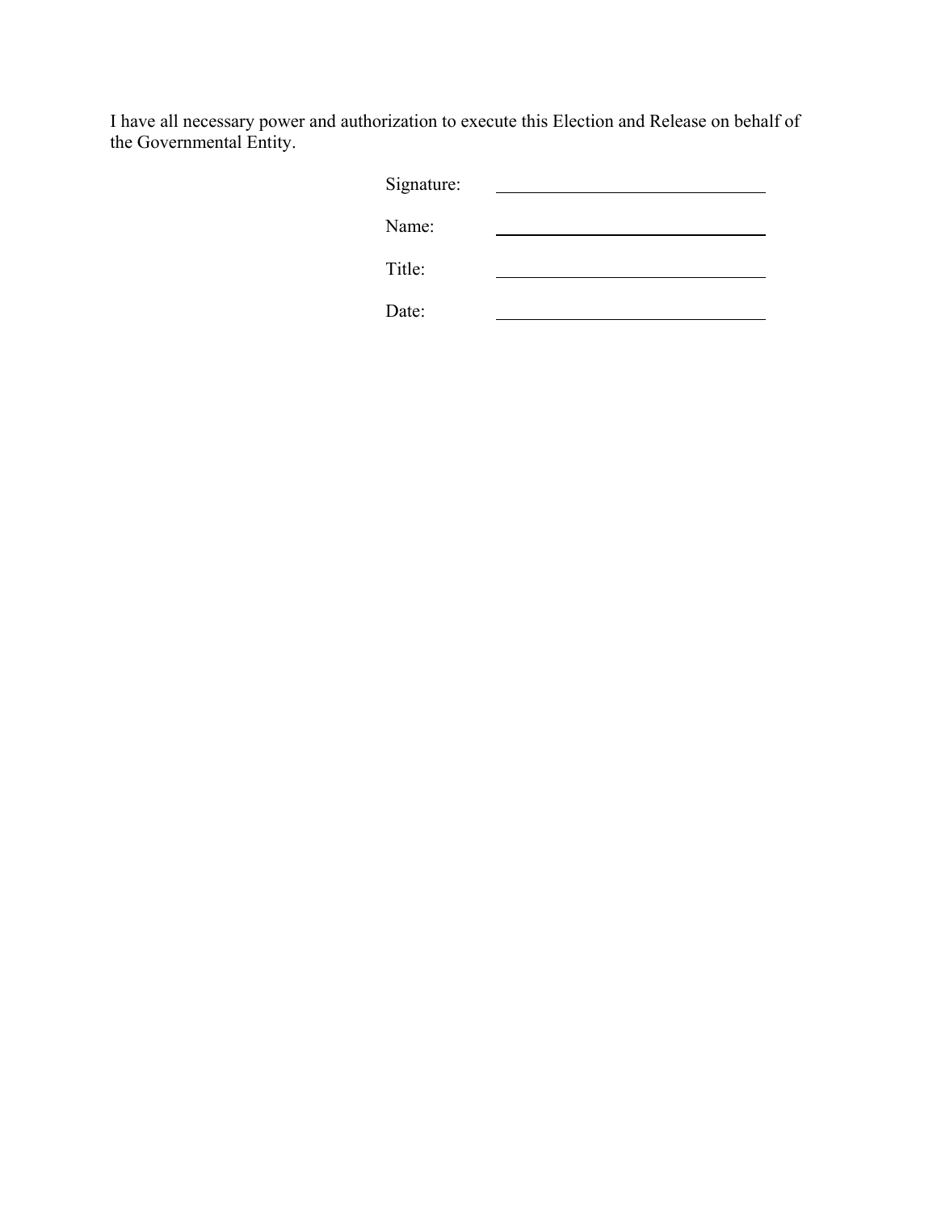I have all necessary power and authorization to execute this Election and Release on behalf of the Governmental Entity.

Signature: ______________________________

Name: ______________________________

Title: ______________________________

Date: ______________________________